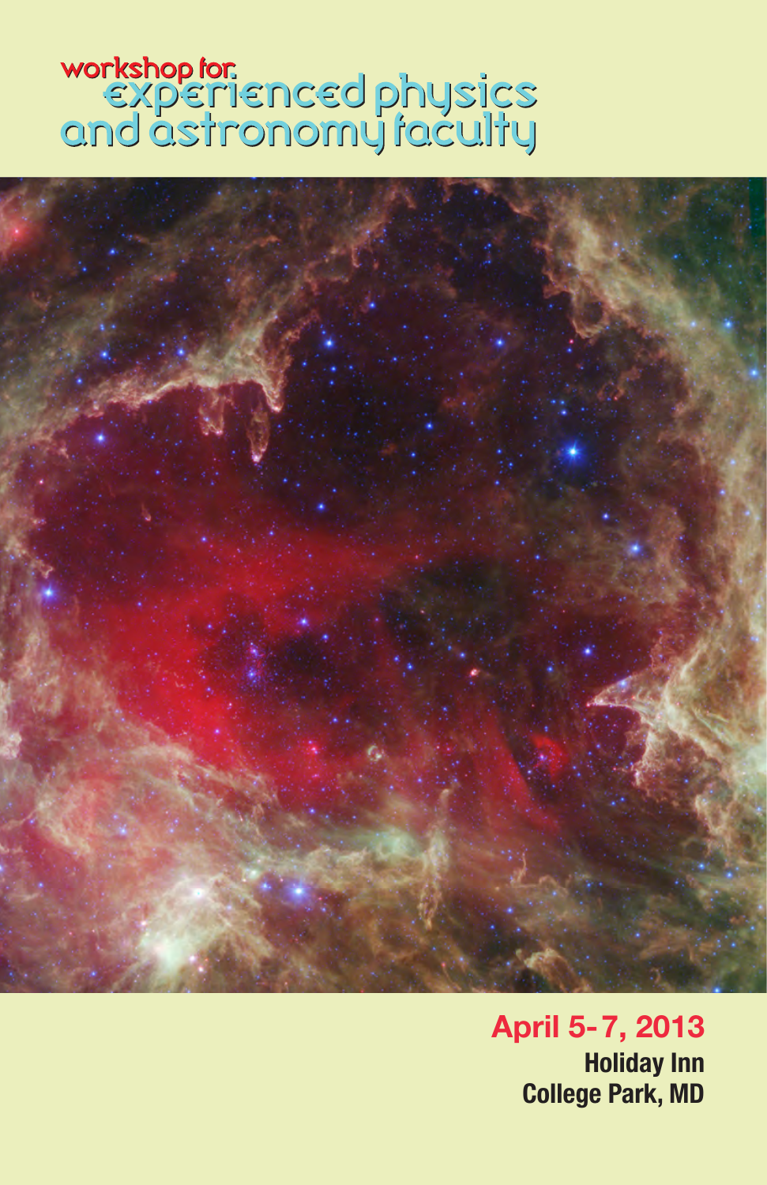# workshop for: experienced physics and astronomy faculty

**April 5-7, 2013**

**Holiday Inn**
**College Park, MD**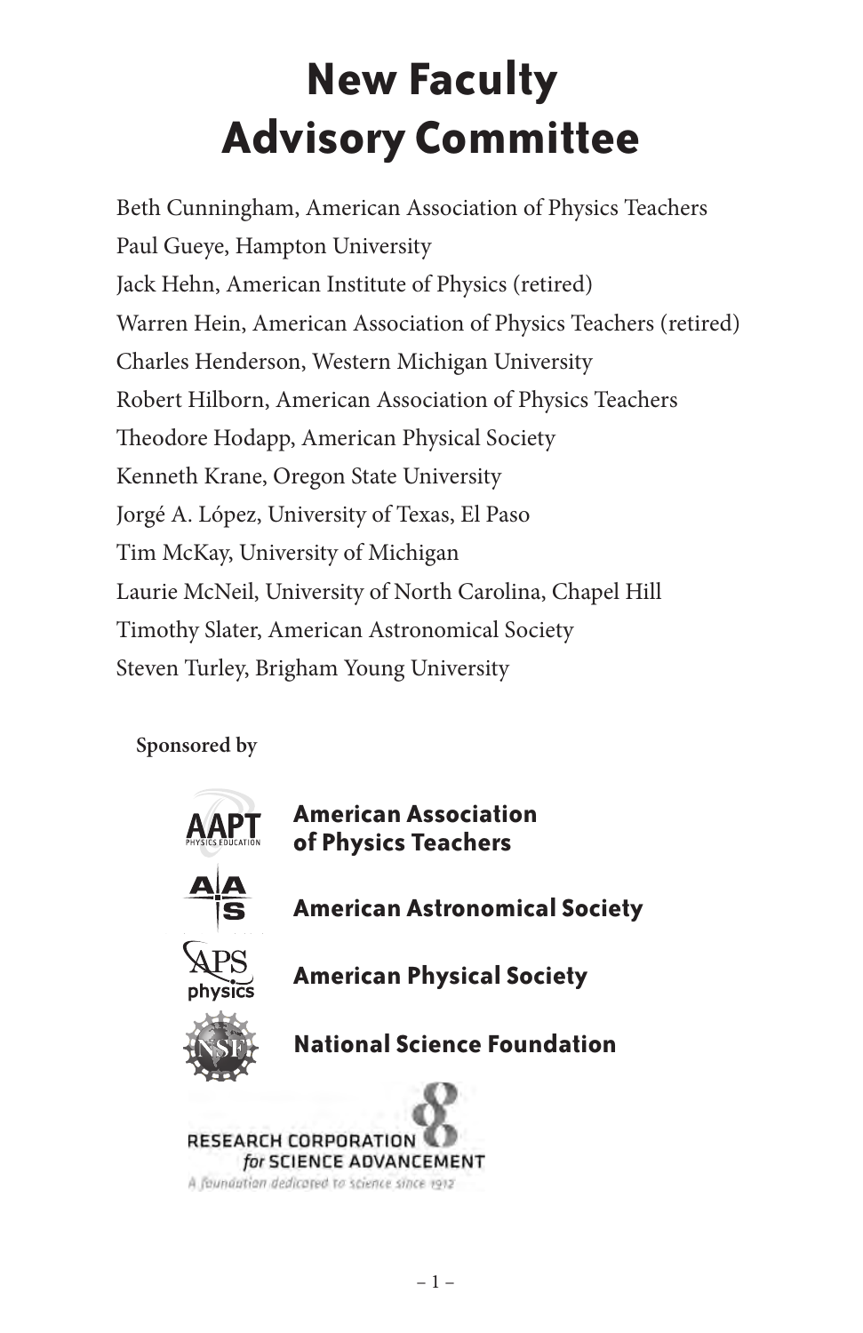# New Faculty Advisory Committee

Beth Cunningham, American Association of Physics Teachers
Paul Gueye, Hampton University
Jack Hehn, American Institute of Physics (retired)
Warren Hein, American Association of Physics Teachers (retired)
Charles Henderson, Western Michigan University
Robert Hilborn, American Association of Physics Teachers
Theodore Hodapp, American Physical Society
Kenneth Krane, Oregon State University
Jorgé A. López, University of Texas, El Paso
Tim McKay, University of Michigan
Laurie McNeil, University of North Carolina, Chapel Hill
Timothy Slater, American Astronomical Society
Steven Turley, Brigham Young University

**Sponsored by**

**American Association of Physics Teachers**

**American Astronomical Society**

**American Physical Society**

**National Science Foundation**

RESEARCH CORPORATION *for* SCIENCE ADVANCEMENT
*A foundation dedicated to science since 1912*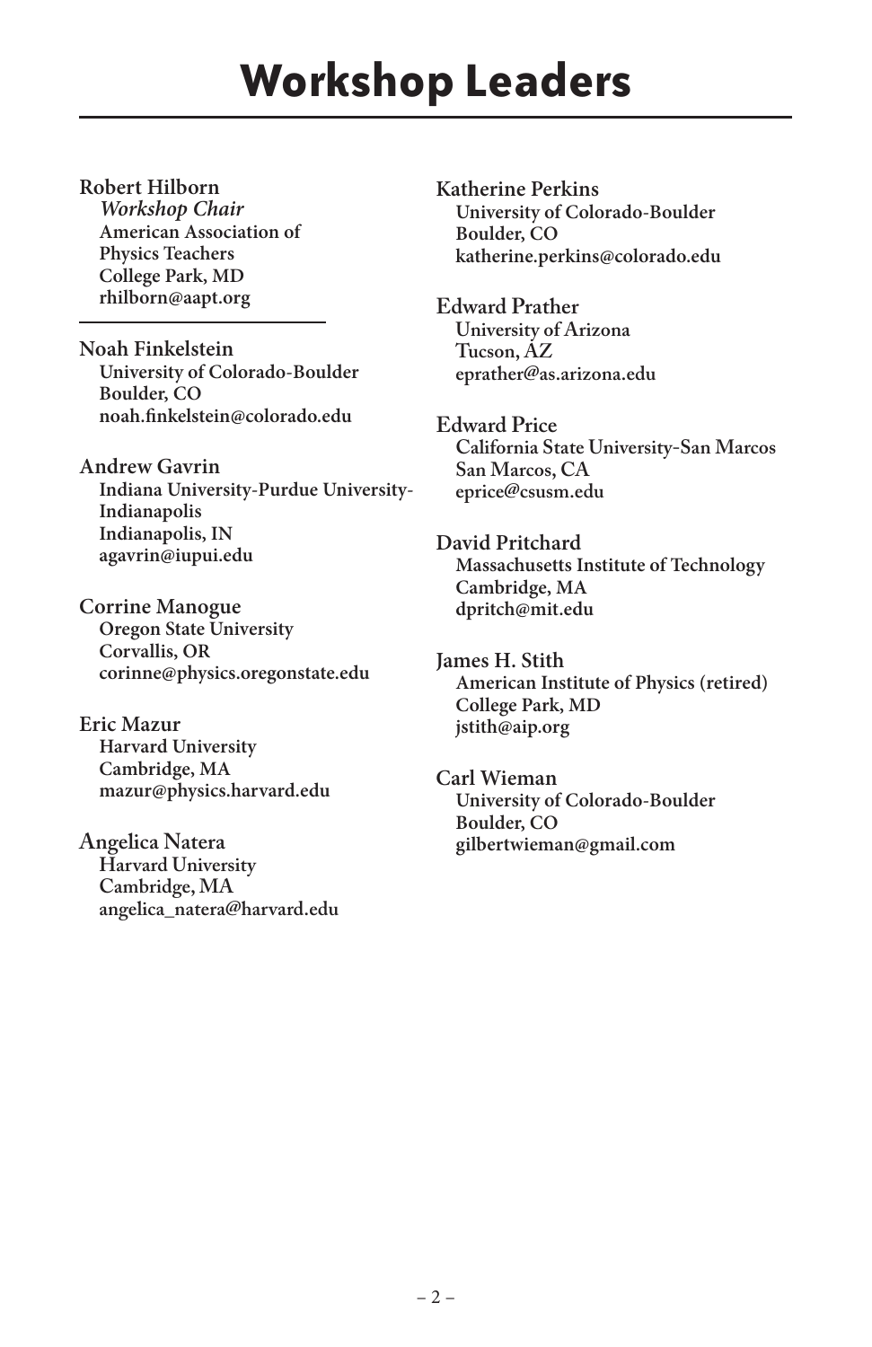# Workshop Leaders

**Robert Hilborn**
*Workshop Chair*
American Association of Physics Teachers
College Park, MD
rhilborn@aapt.org

---

**Noah Finkelstein**
University of Colorado-Boulder
Boulder, CO
noah.finkelstein@colorado.edu

**Andrew Gavrin**
Indiana University-Purdue University-Indianapolis
Indianapolis, IN
agavrin@iupui.edu

**Corrine Manogue**
Oregon State University
Corvallis, OR
corinne@physics.oregonstate.edu

**Eric Mazur**
Harvard University
Cambridge, MA
mazur@physics.harvard.edu

**Angelica Natera**
Harvard University
Cambridge, MA
angelica_natera@harvard.edu

**Katherine Perkins**
University of Colorado-Boulder
Boulder, CO
katherine.perkins@colorado.edu

**Edward Prather**
University of Arizona
Tucson, AZ
eprather@as.arizona.edu

**Edward Price**
California State University-San Marcos
San Marcos, CA
eprice@csusm.edu

**David Pritchard**
Massachusetts Institute of Technology
Cambridge, MA
dpritch@mit.edu

**James H. Stith**
American Institute of Physics (retired)
College Park, MD
jstith@aip.org

**Carl Wieman**
University of Colorado-Boulder
Boulder, CO
gilbertwieman@gmail.com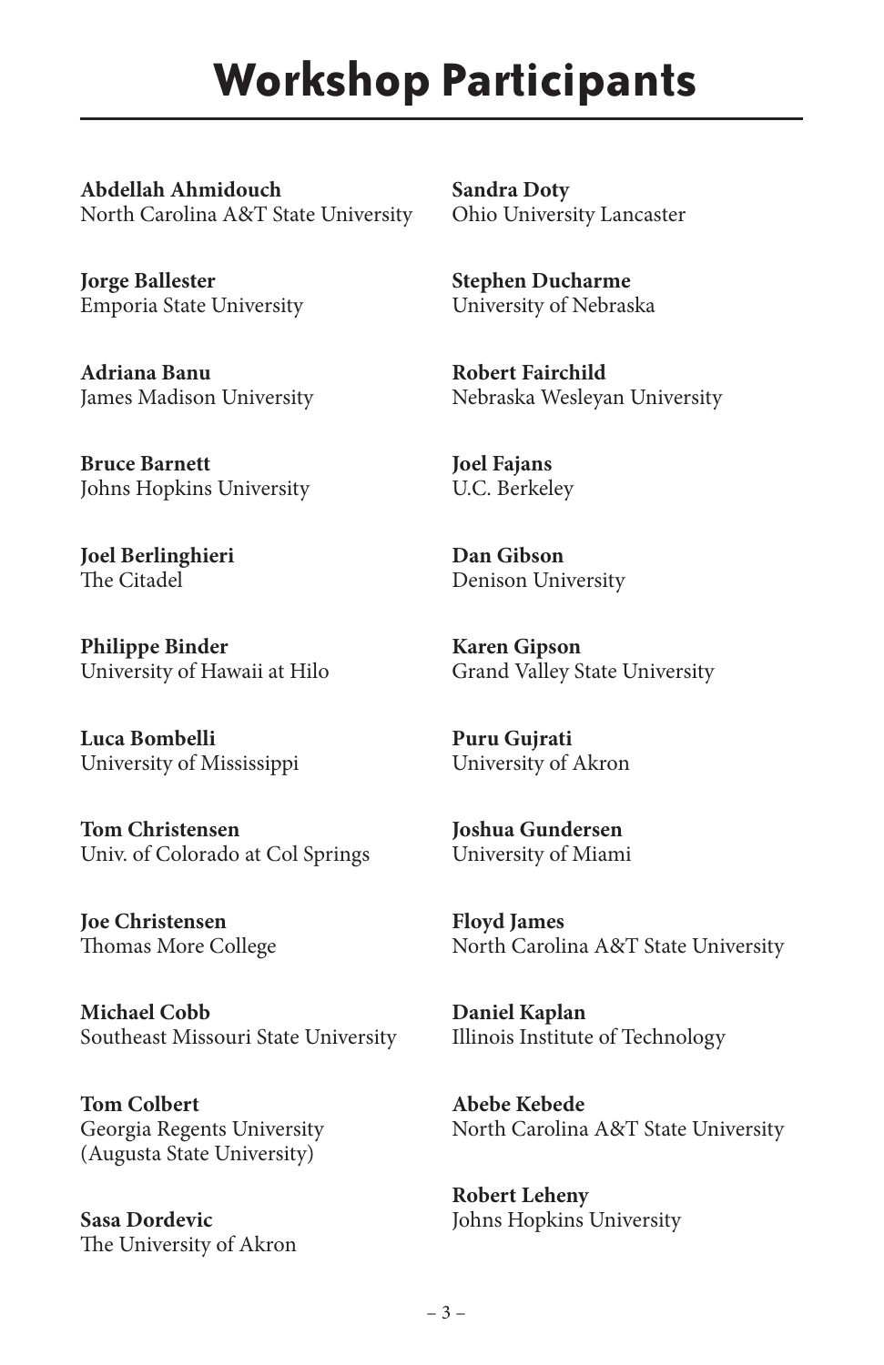# Workshop Participants

**Abdellah Ahmidouch**
North Carolina A&T State University

**Jorge Ballester**
Emporia State University

**Adriana Banu**
James Madison University

**Bruce Barnett**
Johns Hopkins University

**Joel Berlinghieri**
The Citadel

**Philippe Binder**
University of Hawaii at Hilo

**Luca Bombelli**
University of Mississippi

**Tom Christensen**
Univ. of Colorado at Col Springs

**Joe Christensen**
Thomas More College

**Michael Cobb**
Southeast Missouri State University

**Tom Colbert**
Georgia Regents University
(Augusta State University)

**Sasa Dordevic**
The University of Akron

**Sandra Doty**
Ohio University Lancaster

**Stephen Ducharme**
University of Nebraska

**Robert Fairchild**
Nebraska Wesleyan University

**Joel Fajans**
U.C. Berkeley

**Dan Gibson**
Denison University

**Karen Gipson**
Grand Valley State University

**Puru Gujrati**
University of Akron

**Joshua Gundersen**
University of Miami

**Floyd James**
North Carolina A&T State University

**Daniel Kaplan**
Illinois Institute of Technology

**Abebe Kebede**
North Carolina A&T State University

**Robert Leheny**
Johns Hopkins University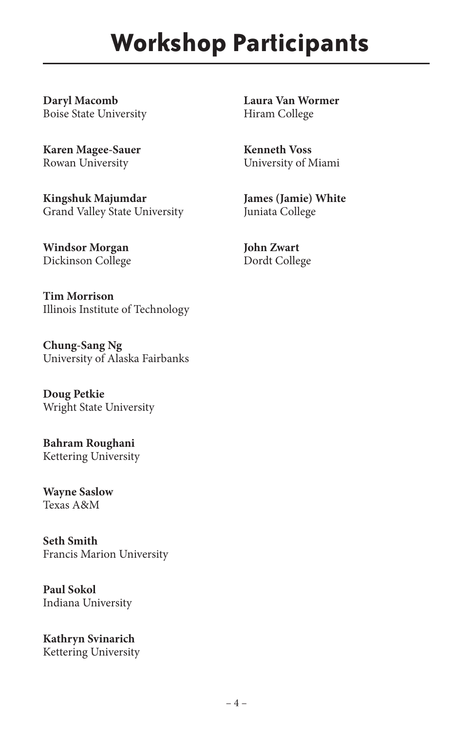# Workshop Participants

**Daryl Macomb**
Boise State University

**Karen Magee-Sauer**
Rowan University

**Kingshuk Majumdar**
Grand Valley State University

**Windsor Morgan**
Dickinson College

**Tim Morrison**
Illinois Institute of Technology

**Chung-Sang Ng**
University of Alaska Fairbanks

**Doug Petkie**
Wright State University

**Bahram Roughani**
Kettering University

**Wayne Saslow**
Texas A&M

**Seth Smith**
Francis Marion University

**Paul Sokol**
Indiana University

**Kathryn Svinarich**
Kettering University

**Laura Van Wormer**
Hiram College

**Kenneth Voss**
University of Miami

**James (Jamie) White**
Juniata College

**John Zwart**
Dordt College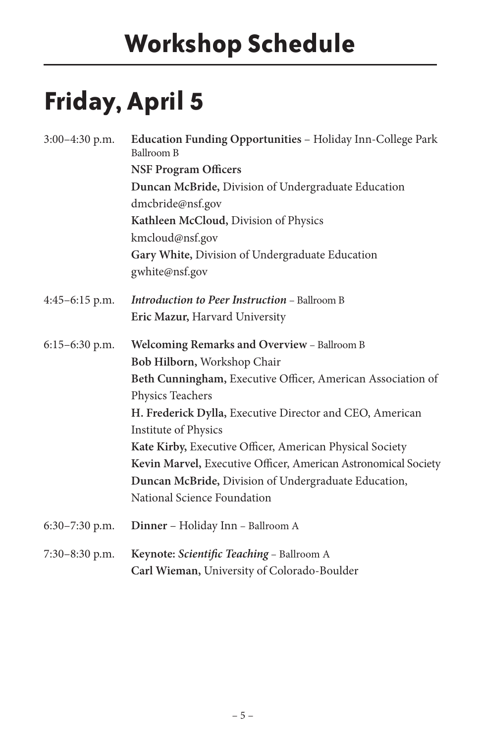# Workshop Schedule

## Friday, April 5

3:00–4:30 p.m. **Education Funding Opportunities** – Holiday Inn-College Park Ballroom B
**NSF Program Officers**
**Duncan McBride,** Division of Undergraduate Education
dmcbride@nsf.gov
**Kathleen McCloud,** Division of Physics
kmcloud@nsf.gov
**Gary White,** Division of Undergraduate Education
gwhite@nsf.gov

4:45–6:15 p.m. ***Introduction to Peer Instruction*** – Ballroom B
**Eric Mazur,** Harvard University

6:15–6:30 p.m. **Welcoming Remarks and Overview** – Ballroom B
**Bob Hilborn,** Workshop Chair
**Beth Cunningham,** Executive Officer, American Association of Physics Teachers
**H. Frederick Dylla,** Executive Director and CEO, American Institute of Physics
**Kate Kirby,** Executive Officer, American Physical Society
**Kevin Marvel,** Executive Officer, American Astronomical Society
**Duncan McBride,** Division of Undergraduate Education, National Science Foundation

6:30–7:30 p.m. **Dinner** – Holiday Inn – Ballroom A

7:30–8:30 p.m. **Keynote: *Scientific Teaching*** – Ballroom A
**Carl Wieman,** University of Colorado-Boulder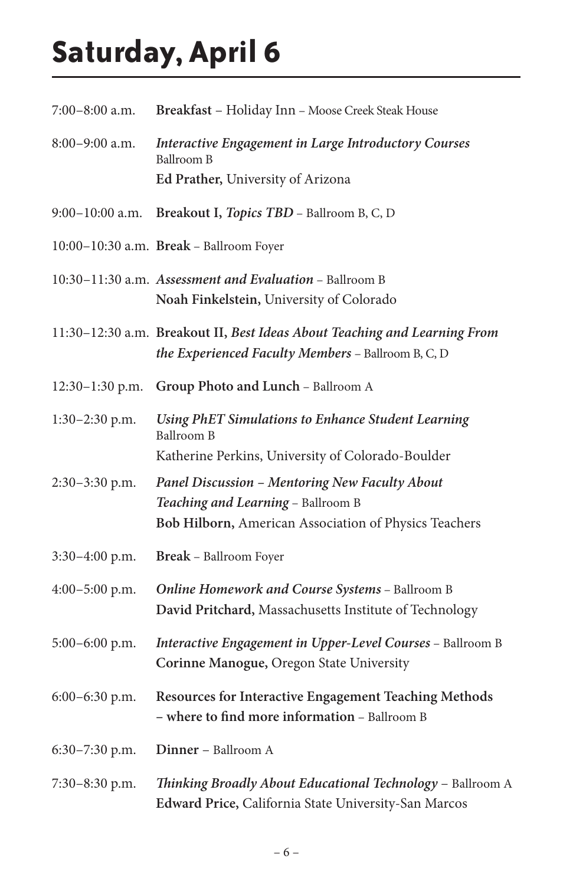# Saturday, April 6

7:00–8:00 a.m. **Breakfast** – Holiday Inn – Moose Creek Steak House

8:00–9:00 a.m. ***Interactive Engagement in Large Introductory Courses***
Ballroom B
**Ed Prather,** University of Arizona

9:00–10:00 a.m. **Breakout I, *Topics TBD*** – Ballroom B, C, D

10:00–10:30 a.m. **Break** – Ballroom Foyer

10:30–11:30 a.m. ***Assessment and Evaluation*** – Ballroom B
**Noah Finkelstein,** University of Colorado

11:30–12:30 a.m. **Breakout II, *Best Ideas About Teaching and Learning From the Experienced Faculty Members*** – Ballroom B, C, D

12:30–1:30 p.m. **Group Photo and Lunch** – Ballroom A

1:30–2:30 p.m. ***Using PhET Simulations to Enhance Student Learning***
Ballroom B
Katherine Perkins, University of Colorado-Boulder

2:30–3:30 p.m. ***Panel Discussion – Mentoring New Faculty About Teaching and Learning*** – Ballroom B
**Bob Hilborn,** American Association of Physics Teachers

3:30–4:00 p.m. **Break** – Ballroom Foyer

4:00–5:00 p.m. ***Online Homework and Course Systems*** – Ballroom B
**David Pritchard,** Massachusetts Institute of Technology

5:00–6:00 p.m. ***Interactive Engagement in Upper-Level Courses*** – Ballroom B
**Corinne Manogue,** Oregon State University

6:00–6:30 p.m. **Resources for Interactive Engagement Teaching Methods – where to find more information** – Ballroom B

6:30–7:30 p.m. **Dinner** – Ballroom A

7:30–8:30 p.m. ***Thinking Broadly About Educational Technology*** – Ballroom A
**Edward Price,** California State University-San Marcos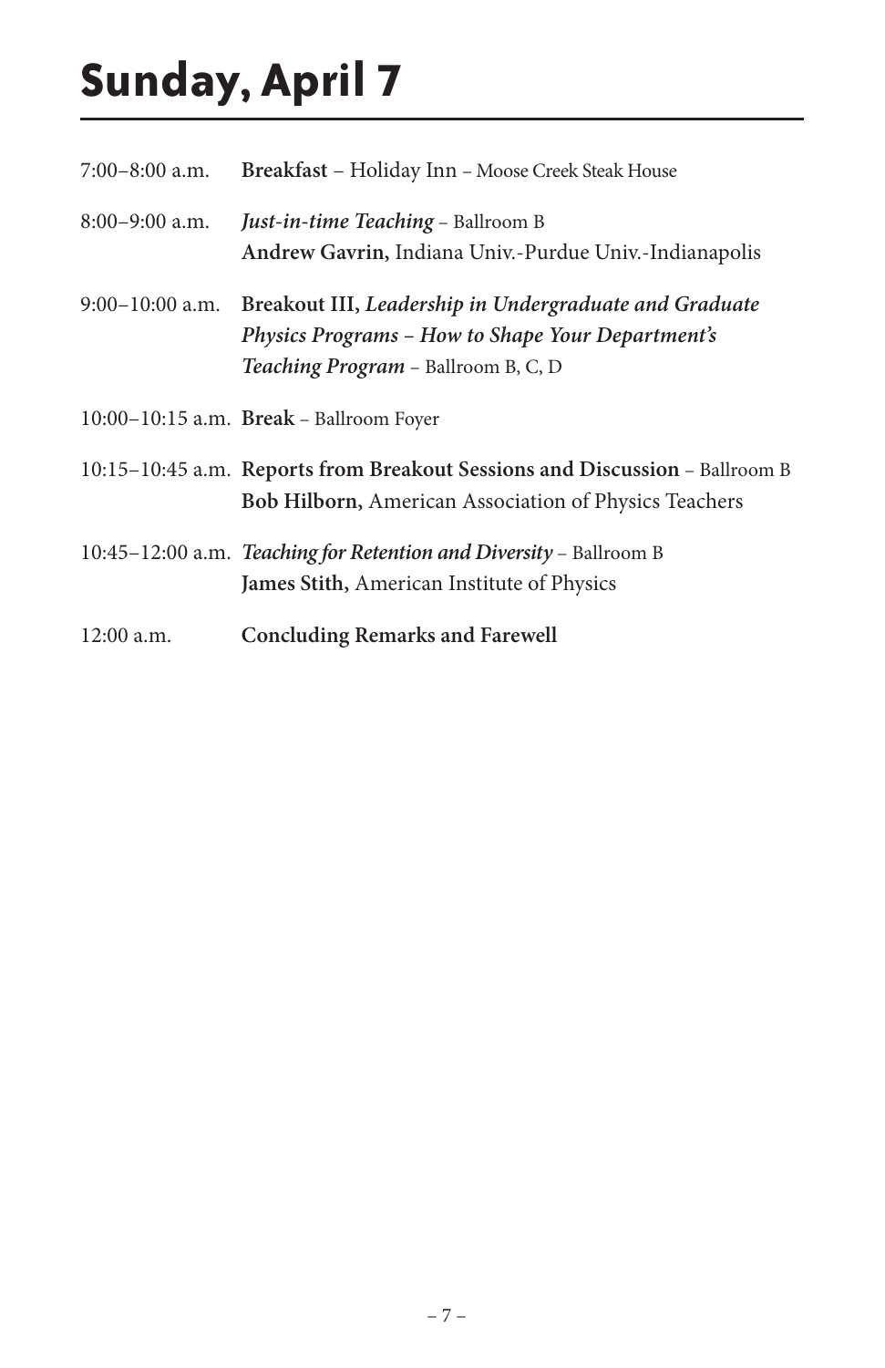# Sunday, April 7

7:00–8:00 a.m. **Breakfast** – Holiday Inn – Moose Creek Steak House

8:00–9:00 a.m. ***Just-in-time Teaching*** – Ballroom B
**Andrew Gavrin,** Indiana Univ.-Purdue Univ.-Indianapolis

9:00–10:00 a.m. **Breakout III, *Leadership in Undergraduate and Graduate Physics Programs – How to Shape Your Department's Teaching Program*** – Ballroom B, C, D

10:00–10:15 a.m. **Break** – Ballroom Foyer

10:15–10:45 a.m. **Reports from Breakout Sessions and Discussion** – Ballroom B
**Bob Hilborn,** American Association of Physics Teachers

10:45–12:00 a.m. ***Teaching for Retention and Diversity*** – Ballroom B
**James Stith,** American Institute of Physics

12:00 a.m. **Concluding Remarks and Farewell**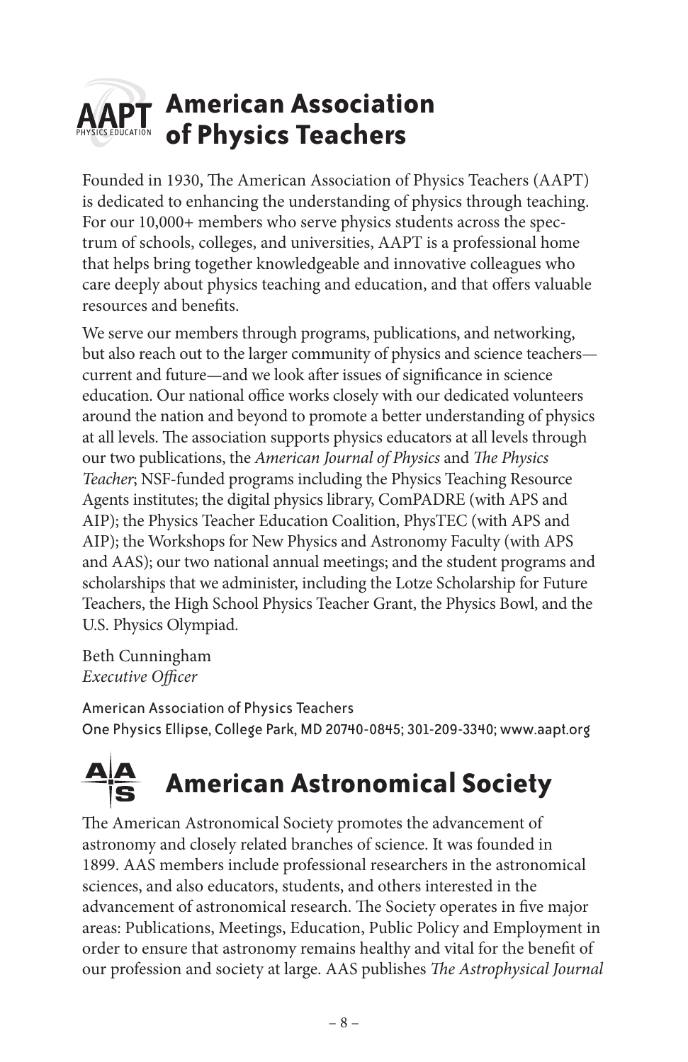## American Association of Physics Teachers

Founded in 1930, The American Association of Physics Teachers (AAPT) is dedicated to enhancing the understanding of physics through teaching. For our 10,000+ members who serve physics students across the spectrum of schools, colleges, and universities, AAPT is a professional home that helps bring together knowledgeable and innovative colleagues who care deeply about physics teaching and education, and that offers valuable resources and benefits.

We serve our members through programs, publications, and networking, but also reach out to the larger community of physics and science teachers—current and future—and we look after issues of significance in science education. Our national office works closely with our dedicated volunteers around the nation and beyond to promote a better understanding of physics at all levels. The association supports physics educators at all levels through our two publications, the *American Journal of Physics* and *The Physics Teacher*; NSF-funded programs including the Physics Teaching Resource Agents institutes; the digital physics library, ComPADRE (with APS and AIP); the Physics Teacher Education Coalition, PhysTEC (with APS and AIP); the Workshops for New Physics and Astronomy Faculty (with APS and AAS); our two national annual meetings; and the student programs and scholarships that we administer, including the Lotze Scholarship for Future Teachers, the High School Physics Teacher Grant, the Physics Bowl, and the U.S. Physics Olympiad.

Beth Cunningham
*Executive Officer*

American Association of Physics Teachers
One Physics Ellipse, College Park, MD 20740-0845; 301-209-3340; www.aapt.org

## American Astronomical Society

The American Astronomical Society promotes the advancement of astronomy and closely related branches of science. It was founded in 1899. AAS members include professional researchers in the astronomical sciences, and also educators, students, and others interested in the advancement of astronomical research. The Society operates in five major areas: Publications, Meetings, Education, Public Policy and Employment in order to ensure that astronomy remains healthy and vital for the benefit of our profession and society at large. AAS publishes *The Astrophysical Journal*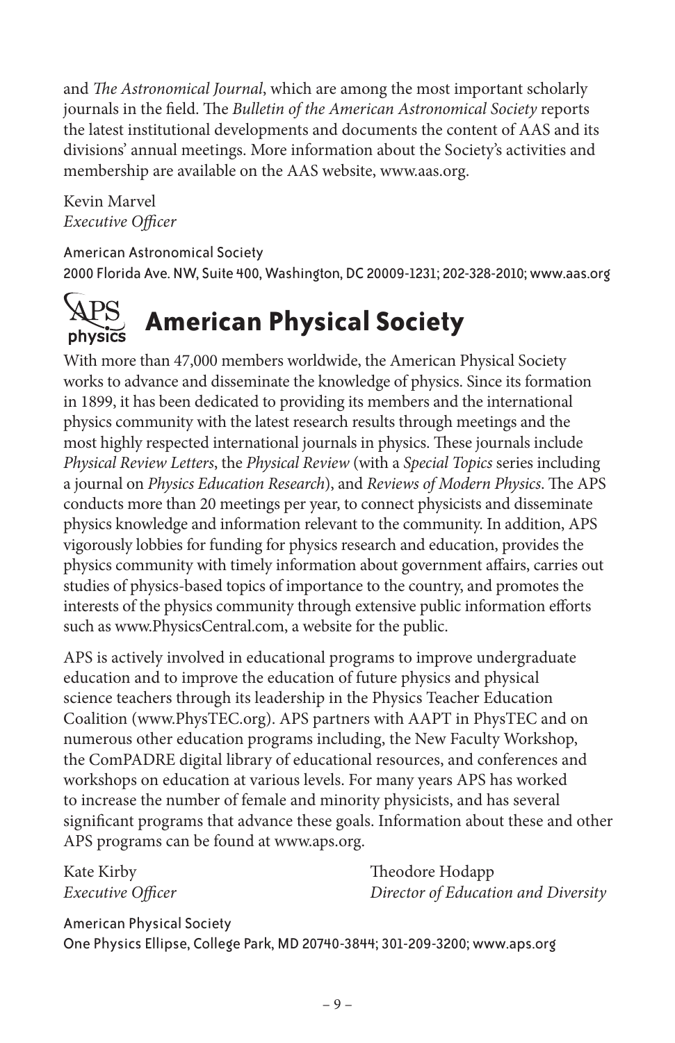and *The Astronomical Journal*, which are among the most important scholarly journals in the field. The *Bulletin of the American Astronomical Society* reports the latest institutional developments and documents the content of AAS and its divisions' annual meetings. More information about the Society's activities and membership are available on the AAS website, www.aas.org.

Kevin Marvel
*Executive Officer*

American Astronomical Society
2000 Florida Ave. NW, Suite 400, Washington, DC 20009-1231; 202-328-2010; www.aas.org

## American Physical Society

With more than 47,000 members worldwide, the American Physical Society works to advance and disseminate the knowledge of physics. Since its formation in 1899, it has been dedicated to providing its members and the international physics community with the latest research results through meetings and the most highly respected international journals in physics. These journals include *Physical Review Letters*, the *Physical Review* (with a *Special Topics* series including a journal on *Physics Education Research*), and *Reviews of Modern Physics*. The APS conducts more than 20 meetings per year, to connect physicists and disseminate physics knowledge and information relevant to the community. In addition, APS vigorously lobbies for funding for physics research and education, provides the physics community with timely information about government affairs, carries out studies of physics-based topics of importance to the country, and promotes the interests of the physics community through extensive public information efforts such as www.PhysicsCentral.com, a website for the public.

APS is actively involved in educational programs to improve undergraduate education and to improve the education of future physics and physical science teachers through its leadership in the Physics Teacher Education Coalition (www.PhysTEC.org). APS partners with AAPT in PhysTEC and on numerous other education programs including, the New Faculty Workshop, the ComPADRE digital library of educational resources, and conferences and workshops on education at various levels. For many years APS has worked to increase the number of female and minority physicists, and has several significant programs that advance these goals. Information about these and other APS programs can be found at www.aps.org.

Kate Kirby
*Executive Officer*

Theodore Hodapp
*Director of Education and Diversity*

American Physical Society
One Physics Ellipse, College Park, MD 20740-3844; 301-209-3200; www.aps.org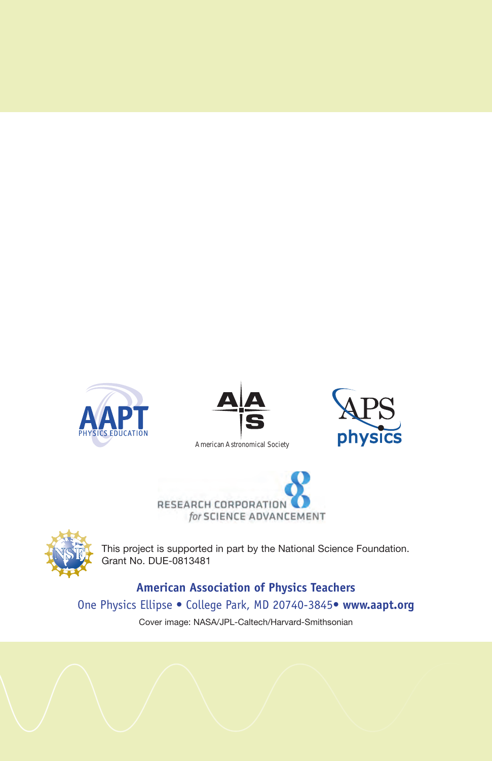AAPT PHYSICS EDUCATION

American Astronomical Society

APS physics

RESEARCH CORPORATION for SCIENCE ADVANCEMENT

This project is supported in part by the National Science Foundation.
Grant No. DUE-0813481

**American Association of Physics Teachers**

One Physics Ellipse • College Park, MD 20740-3845• **www.aapt.org**

Cover image: NASA/JPL-Caltech/Harvard-Smithsonian